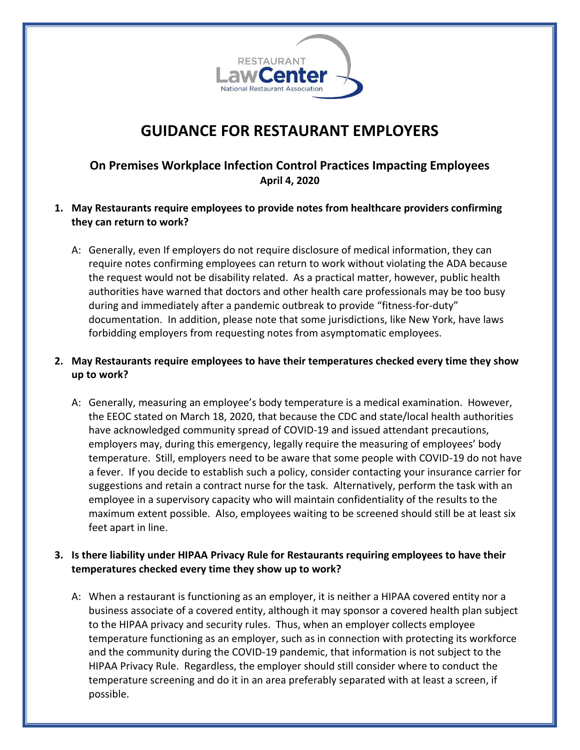RESTAURANT LawCenter National Restaurant Association

# GUIDANCE FOR RESTAURANT EMPLOYERS

## On Premises Workplace Infection Control Practices Impacting Employees

**April 4, 2020**

1. **May Restaurants require employees to provide notes from healthcare providers confirming they can return to work?**

   A: Generally, even If employers do not require disclosure of medical information, they can require notes confirming employees can return to work without violating the ADA because the request would not be disability related. As a practical matter, however, public health authorities have warned that doctors and other health care professionals may be too busy during and immediately after a pandemic outbreak to provide "fitness-for-duty" documentation. In addition, please note that some jurisdictions, like New York, have laws forbidding employers from requesting notes from asymptomatic employees.

2. **May Restaurants require employees to have their temperatures checked every time they show up to work?**

   A: Generally, measuring an employee's body temperature is a medical examination. However, the EEOC stated on March 18, 2020, that because the CDC and state/local health authorities have acknowledged community spread of COVID-19 and issued attendant precautions, employers may, during this emergency, legally require the measuring of employees' body temperature. Still, employers need to be aware that some people with COVID-19 do not have a fever. If you decide to establish such a policy, consider contacting your insurance carrier for suggestions and retain a contract nurse for the task. Alternatively, perform the task with an employee in a supervisory capacity who will maintain confidentiality of the results to the maximum extent possible. Also, employees waiting to be screened should still be at least six feet apart in line.

3. **Is there liability under HIPAA Privacy Rule for Restaurants requiring employees to have their temperatures checked every time they show up to work?**

   A: When a restaurant is functioning as an employer, it is neither a HIPAA covered entity nor a business associate of a covered entity, although it may sponsor a covered health plan subject to the HIPAA privacy and security rules. Thus, when an employer collects employee temperature functioning as an employer, such as in connection with protecting its workforce and the community during the COVID-19 pandemic, that information is not subject to the HIPAA Privacy Rule. Regardless, the employer should still consider where to conduct the temperature screening and do it in an area preferably separated with at least a screen, if possible.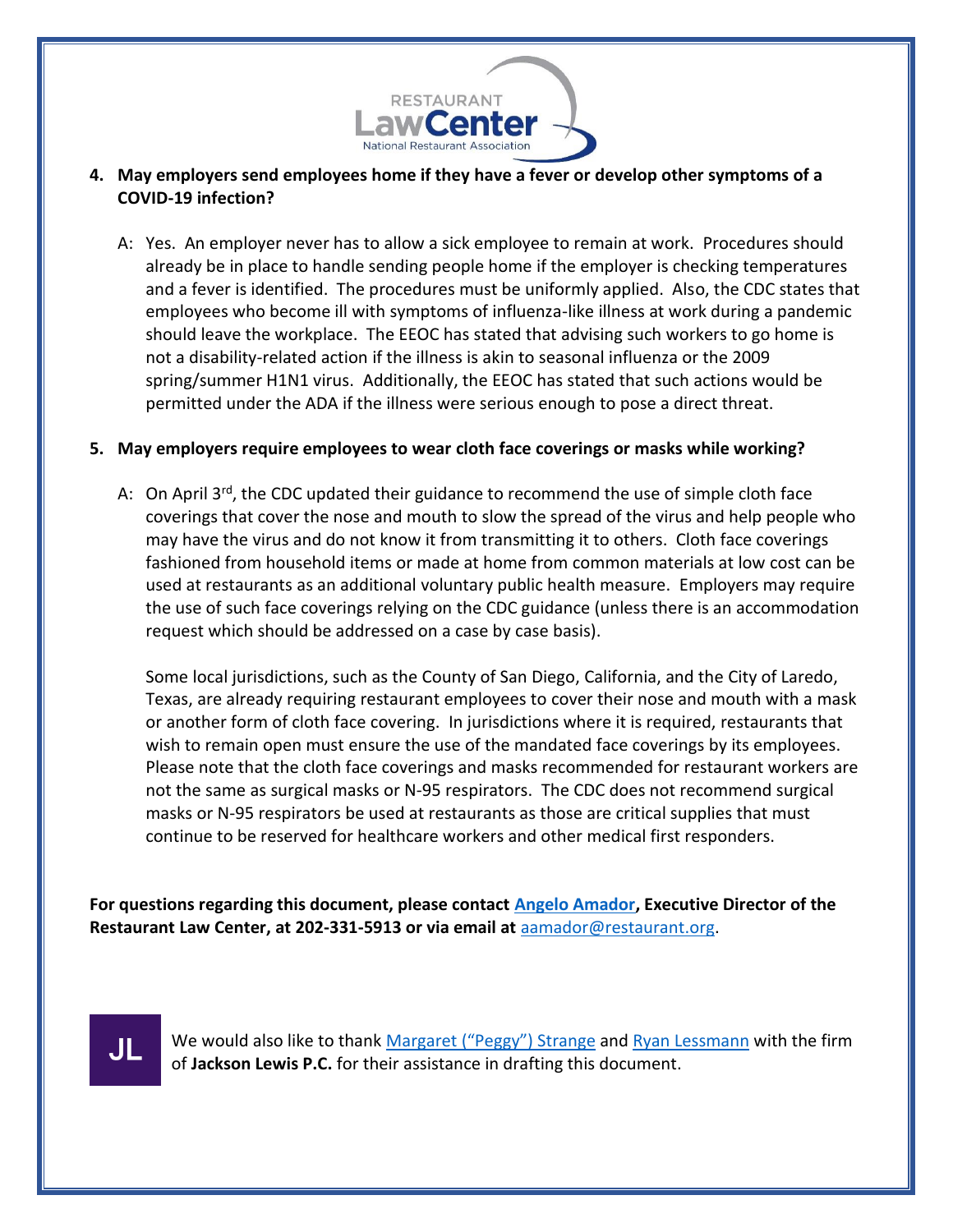4. **May employers send employees home if they have a fever or develop other symptoms of a COVID-19 infection?**

   A: Yes. An employer never has to allow a sick employee to remain at work. Procedures should already be in place to handle sending people home if the employer is checking temperatures and a fever is identified. The procedures must be uniformly applied. Also, the CDC states that employees who become ill with symptoms of influenza-like illness at work during a pandemic should leave the workplace. The EEOC has stated that advising such workers to go home is not a disability-related action if the illness is akin to seasonal influenza or the 2009 spring/summer H1N1 virus. Additionally, the EEOC has stated that such actions would be permitted under the ADA if the illness were serious enough to pose a direct threat.

5. **May employers require employees to wear cloth face coverings or masks while working?**

   A: On April 3rd, the CDC updated their guidance to recommend the use of simple cloth face coverings that cover the nose and mouth to slow the spread of the virus and help people who may have the virus and do not know it from transmitting it to others. Cloth face coverings fashioned from household items or made at home from common materials at low cost can be used at restaurants as an additional voluntary public health measure. Employers may require the use of such face coverings relying on the CDC guidance (unless there is an accommodation request which should be addressed on a case by case basis).

   Some local jurisdictions, such as the County of San Diego, California, and the City of Laredo, Texas, are already requiring restaurant employees to cover their nose and mouth with a mask or another form of cloth face covering. In jurisdictions where it is required, restaurants that wish to remain open must ensure the use of the mandated face coverings by its employees. Please note that the cloth face coverings and masks recommended for restaurant workers are not the same as surgical masks or N-95 respirators. The CDC does not recommend surgical masks or N-95 respirators be used at restaurants as those are critical supplies that must continue to be reserved for healthcare workers and other medical first responders.

**For questions regarding this document, please contact Angelo Amador, Executive Director of the Restaurant Law Center, at 202-331-5913 or via email at** aamador@restaurant.org.

JL

We would also like to thank Margaret ("Peggy") Strange and Ryan Lessmann with the firm of **Jackson Lewis P.C.** for their assistance in drafting this document.